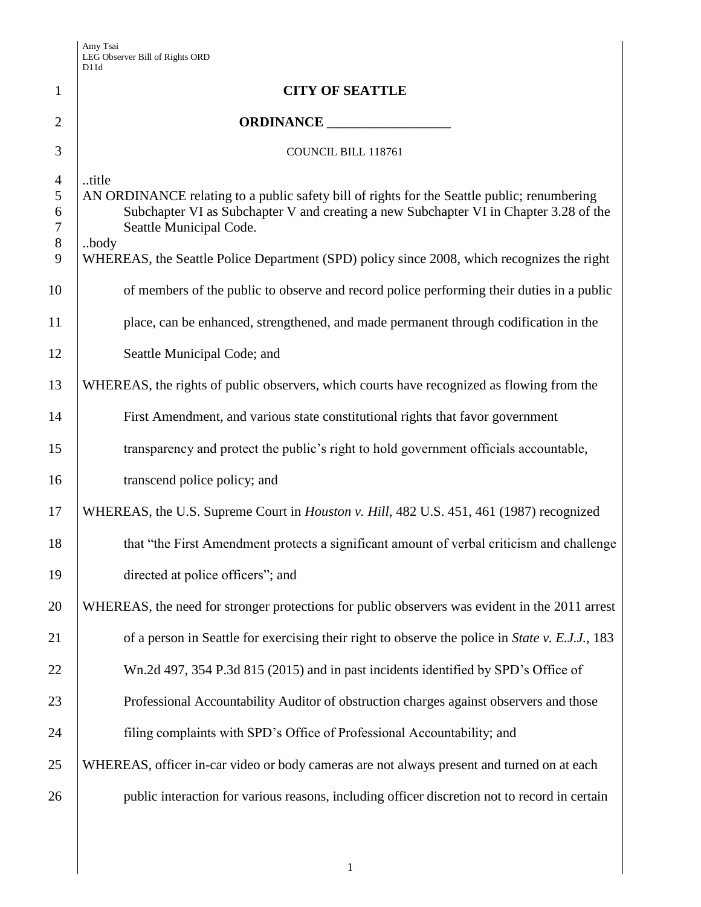**CITY OF SEATTLE**

**ORDINANCE __________________**

COUNCIL BILL 118761

..title
AN ORDINANCE relating to a public safety bill of rights for the Seattle public; renumbering Subchapter VI as Subchapter V and creating a new Subchapter VI in Chapter 3.28 of the Seattle Municipal Code.
..body

WHEREAS, the Seattle Police Department (SPD) policy since 2008, which recognizes the right of members of the public to observe and record police performing their duties in a public place, can be enhanced, strengthened, and made permanent through codification in the Seattle Municipal Code; and

WHEREAS, the rights of public observers, which courts have recognized as flowing from the First Amendment, and various state constitutional rights that favor government transparency and protect the public's right to hold government officials accountable, transcend police policy; and

WHEREAS, the U.S. Supreme Court in *Houston v. Hill*, 482 U.S. 451, 461 (1987) recognized that "the First Amendment protects a significant amount of verbal criticism and challenge directed at police officers"; and

WHEREAS, the need for stronger protections for public observers was evident in the 2011 arrest of a person in Seattle for exercising their right to observe the police in *State v. E.J.J.*, 183 Wn.2d 497, 354 P.3d 815 (2015) and in past incidents identified by SPD's Office of Professional Accountability Auditor of obstruction charges against observers and those filing complaints with SPD's Office of Professional Accountability; and

WHEREAS, officer in-car video or body cameras are not always present and turned on at each public interaction for various reasons, including officer discretion not to record in certain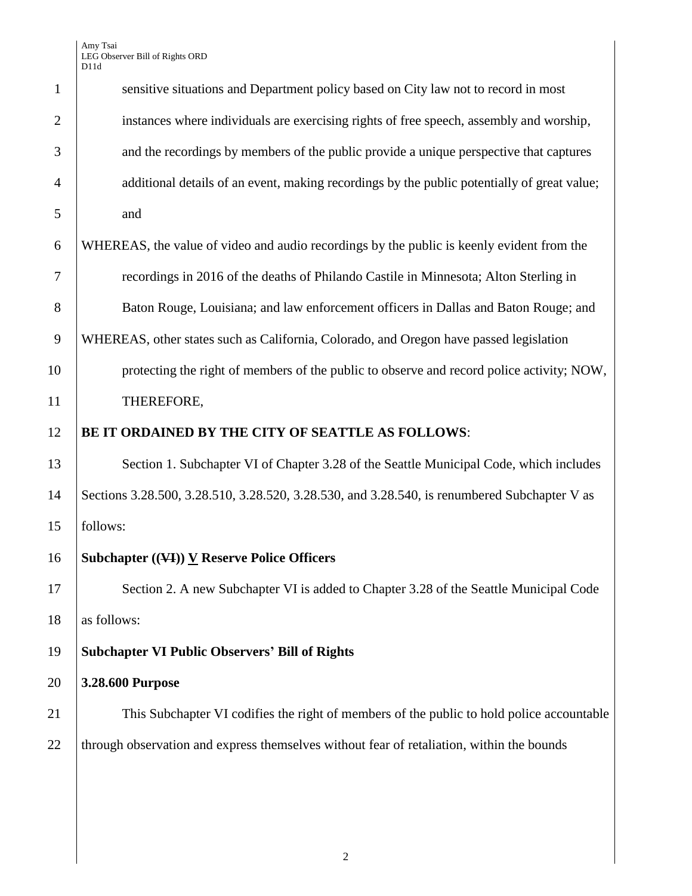sensitive situations and Department policy based on City law not to record in most instances where individuals are exercising rights of free speech, assembly and worship, and the recordings by members of the public provide a unique perspective that captures additional details of an event, making recordings by the public potentially of great value; and

WHEREAS, the value of video and audio recordings by the public is keenly evident from the recordings in 2016 of the deaths of Philando Castile in Minnesota; Alton Sterling in Baton Rouge, Louisiana; and law enforcement officers in Dallas and Baton Rouge; and

WHEREAS, other states such as California, Colorado, and Oregon have passed legislation protecting the right of members of the public to observe and record police activity; NOW, THEREFORE,

**BE IT ORDAINED BY THE CITY OF SEATTLE AS FOLLOWS**:

Section 1. Subchapter VI of Chapter 3.28 of the Seattle Municipal Code, which includes Sections 3.28.500, 3.28.510, 3.28.520, 3.28.530, and 3.28.540, is renumbered Subchapter V as follows:

**Subchapter ((~~VI~~)) V Reserve Police Officers**

Section 2. A new Subchapter VI is added to Chapter 3.28 of the Seattle Municipal Code as follows:

**Subchapter VI Public Observers' Bill of Rights**

**3.28.600 Purpose**

This Subchapter VI codifies the right of members of the public to hold police accountable through observation and express themselves without fear of retaliation, within the bounds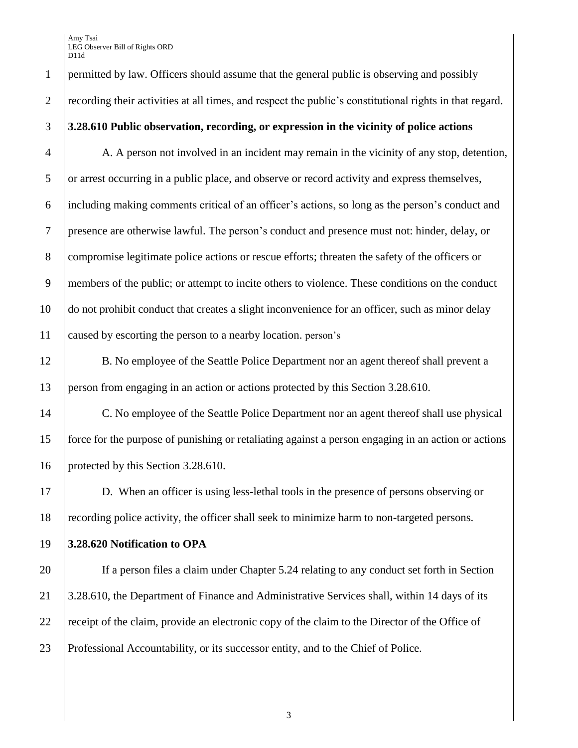permitted by law. Officers should assume that the general public is observing and possibly recording their activities at all times, and respect the public's constitutional rights in that regard.

**3.28.610 Public observation, recording, or expression in the vicinity of police actions**

A. A person not involved in an incident may remain in the vicinity of any stop, detention, or arrest occurring in a public place, and observe or record activity and express themselves, including making comments critical of an officer's actions, so long as the person's conduct and presence are otherwise lawful. The person's conduct and presence must not: hinder, delay, or compromise legitimate police actions or rescue efforts; threaten the safety of the officers or members of the public; or attempt to incite others to violence. These conditions on the conduct do not prohibit conduct that creates a slight inconvenience for an officer, such as minor delay caused by escorting the person to a nearby location. person's

B. No employee of the Seattle Police Department nor an agent thereof shall prevent a person from engaging in an action or actions protected by this Section 3.28.610.

C. No employee of the Seattle Police Department nor an agent thereof shall use physical force for the purpose of punishing or retaliating against a person engaging in an action or actions protected by this Section 3.28.610.

D. When an officer is using less-lethal tools in the presence of persons observing or recording police activity, the officer shall seek to minimize harm to non-targeted persons.

**3.28.620 Notification to OPA**

If a person files a claim under Chapter 5.24 relating to any conduct set forth in Section 3.28.610, the Department of Finance and Administrative Services shall, within 14 days of its receipt of the claim, provide an electronic copy of the claim to the Director of the Office of Professional Accountability, or its successor entity, and to the Chief of Police.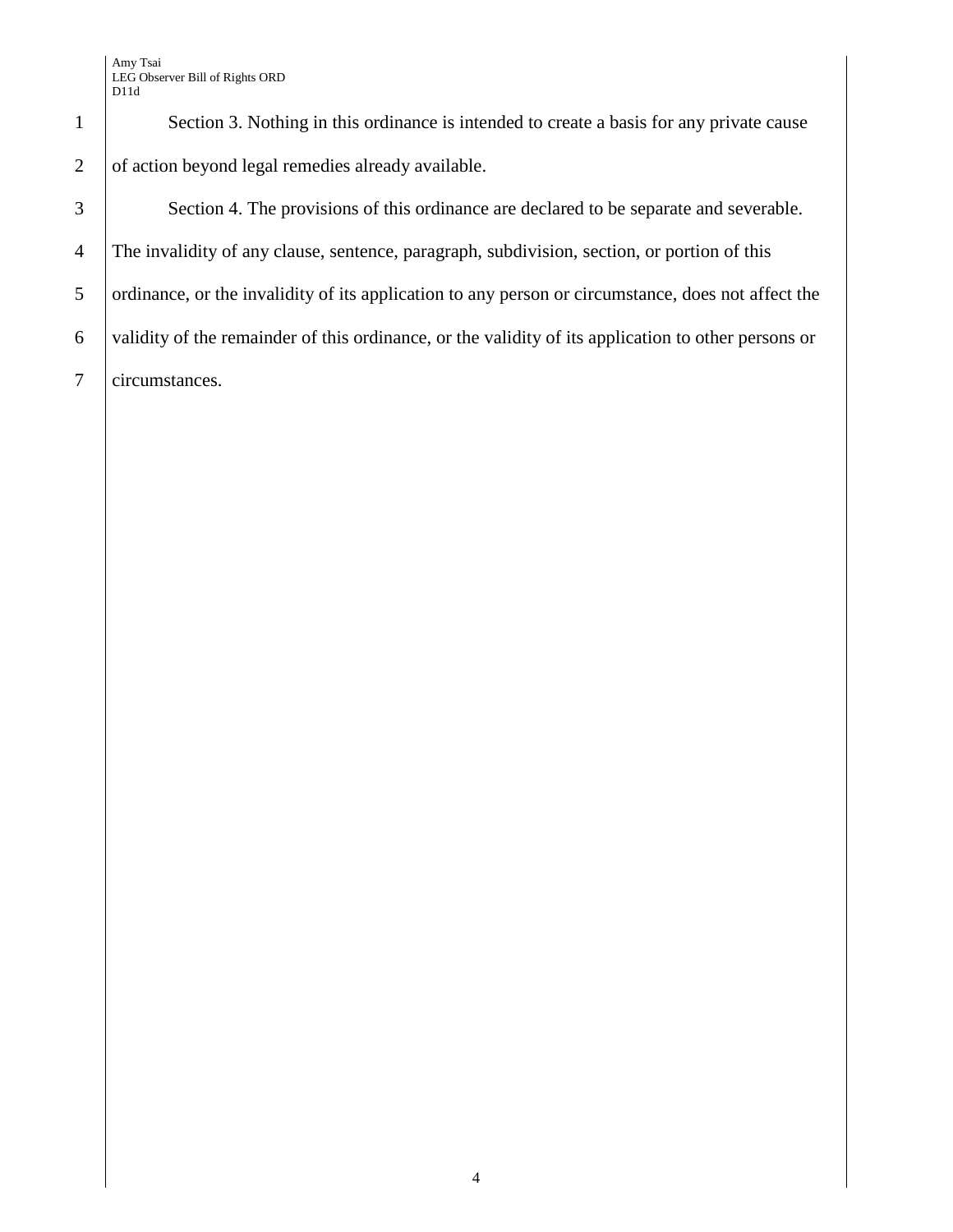Section 3. Nothing in this ordinance is intended to create a basis for any private cause of action beyond legal remedies already available.

Section 4. The provisions of this ordinance are declared to be separate and severable. The invalidity of any clause, sentence, paragraph, subdivision, section, or portion of this ordinance, or the invalidity of its application to any person or circumstance, does not affect the validity of the remainder of this ordinance, or the validity of its application to other persons or circumstances.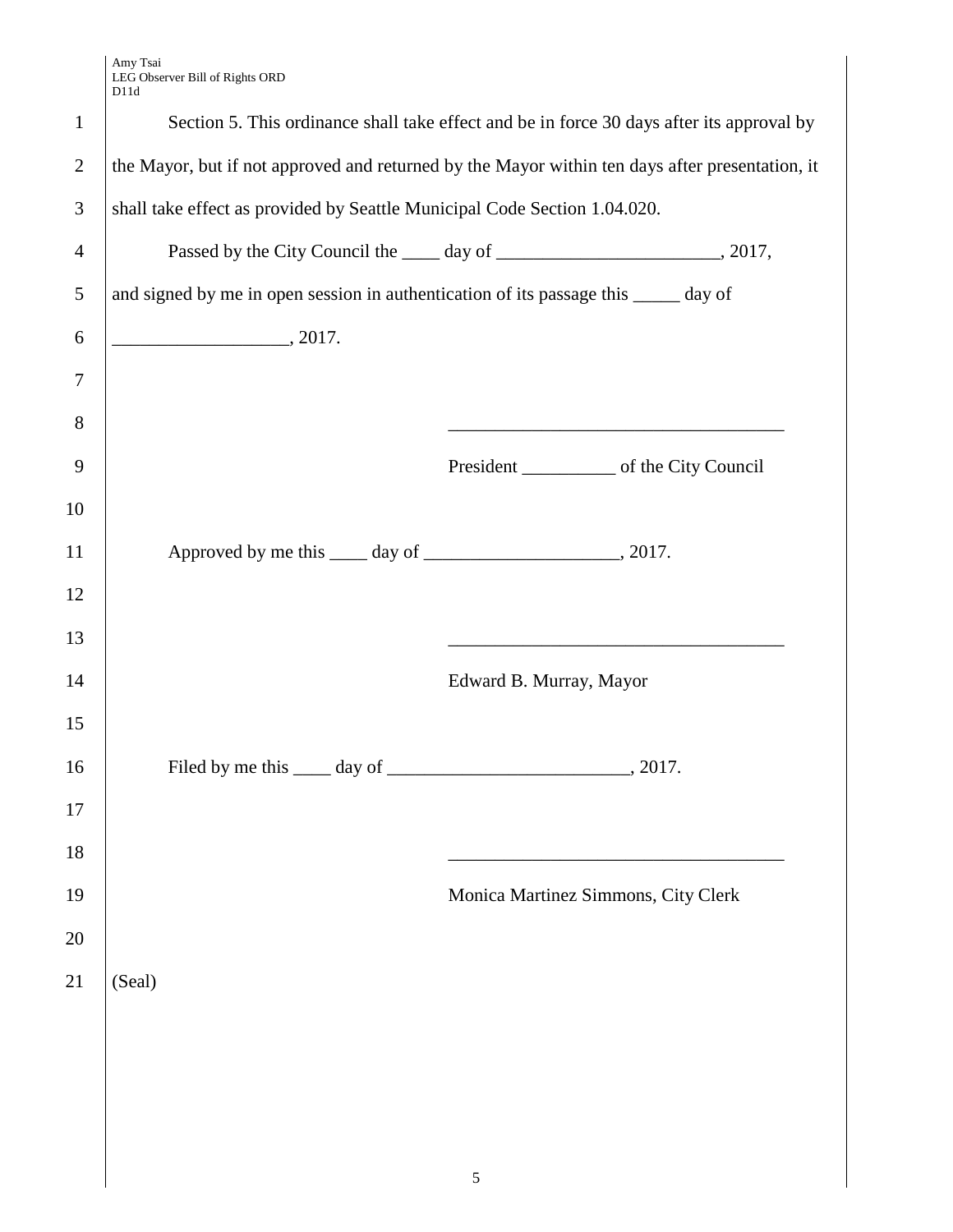Section 5. This ordinance shall take effect and be in force 30 days after its approval by the Mayor, but if not approved and returned by the Mayor within ten days after presentation, it shall take effect as provided by Seattle Municipal Code Section 1.04.020.

Passed by the City Council the ____ day of ________________________, 2017, and signed by me in open session in authentication of its passage this _____ day of ___________________, 2017.

____________________________________

President __________ of the City Council

Approved by me this ____ day of _____________________, 2017.

____________________________________

Edward B. Murray, Mayor

Filed by me this ____ day of __________________________, 2017.

____________________________________

Monica Martinez Simmons, City Clerk

(Seal)